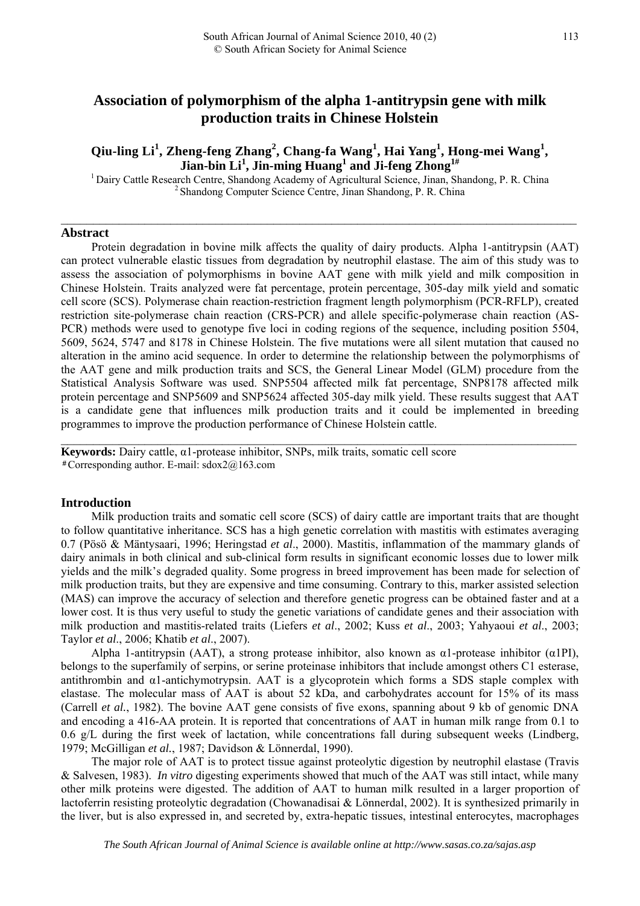# Association of polymorphism of the alpha 1-antitrypsin gene with milk production traits in Chinese Holstein

**Qiu-ling Li[1], Zheng-feng Zhang[2], Chang-fa Wang[1], Hai Yang[1], Hong-mei Wang[1], Jian-bin Li[1], Jin-ming Huang[1] and Ji-feng Zhong[1#]**

[1] Dairy Cattle Research Centre, Shandong Academy of Agricultural Science, Jinan, Shandong, P. R. China
[2] Shandong Computer Science Centre, Jinan Shandong, P. R. China

## Abstract

Protein degradation in bovine milk affects the quality of dairy products. Alpha 1-antitrypsin (AAT) can protect vulnerable elastic tissues from degradation by neutrophil elastase. The aim of this study was to assess the association of polymorphisms in bovine AAT gene with milk yield and milk composition in Chinese Holstein. Traits analyzed were fat percentage, protein percentage, 305-day milk yield and somatic cell score (SCS). Polymerase chain reaction-restriction fragment length polymorphism (PCR-RFLP), created restriction site-polymerase chain reaction (CRS-PCR) and allele specific-polymerase chain reaction (AS-PCR) methods were used to genotype five loci in coding regions of the sequence, including position 5504, 5609, 5624, 5747 and 8178 in Chinese Holstein. The five mutations were all silent mutation that caused no alteration in the amino acid sequence. In order to determine the relationship between the polymorphisms of the AAT gene and milk production traits and SCS, the General Linear Model (GLM) procedure from the Statistical Analysis Software was used. SNP5504 affected milk fat percentage, SNP8178 affected milk protein percentage and SNP5609 and SNP5624 affected 305-day milk yield. These results suggest that AAT is a candidate gene that influences milk production traits and it could be implemented in breeding programmes to improve the production performance of Chinese Holstein cattle.

**Keywords:** Dairy cattle, α1-protease inhibitor, SNPs, milk traits, somatic cell score

[#]Corresponding author. E-mail: sdox2@163.com

## Introduction

Milk production traits and somatic cell score (SCS) of dairy cattle are important traits that are thought to follow quantitative inheritance. SCS has a high genetic correlation with mastitis with estimates averaging 0.7 (Pösö & Mäntysaari, 1996; Heringstad *et al*., 2000). Mastitis, inflammation of the mammary glands of dairy animals in both clinical and sub-clinical form results in significant economic losses due to lower milk yields and the milk's degraded quality. Some progress in breed improvement has been made for selection of milk production traits, but they are expensive and time consuming. Contrary to this, marker assisted selection (MAS) can improve the accuracy of selection and therefore genetic progress can be obtained faster and at a lower cost. It is thus very useful to study the genetic variations of candidate genes and their association with milk production and mastitis-related traits (Liefers *et al*., 2002; Kuss *et al*., 2003; Yahyaoui *et al*., 2003; Taylor *et al*., 2006; Khatib *et al*., 2007).

Alpha 1-antitrypsin (AAT), a strong protease inhibitor, also known as α1-protease inhibitor (α1PI), belongs to the superfamily of serpins, or serine proteinase inhibitors that include amongst others C1 esterase, antithrombin and α1-antichymotrypsin. AAT is a glycoprotein which forms a SDS staple complex with elastase. The molecular mass of AAT is about 52 kDa, and carbohydrates account for 15% of its mass (Carrell *et al.*, 1982). The bovine AAT gene consists of five exons, spanning about 9 kb of genomic DNA and encoding a 416-AA protein. It is reported that concentrations of AAT in human milk range from 0.1 to 0.6 g/L during the first week of lactation, while concentrations fall during subsequent weeks (Lindberg, 1979; McGilligan *et al.*, 1987; Davidson & Lönnerdal, 1990).

The major role of AAT is to protect tissue against proteolytic digestion by neutrophil elastase (Travis & Salvesen, 1983). *In vitro* digesting experiments showed that much of the AAT was still intact, while many other milk proteins were digested. The addition of AAT to human milk resulted in a larger proportion of lactoferrin resisting proteolytic degradation (Chowanadisai & Lönnerdal, 2002). It is synthesized primarily in the liver, but is also expressed in, and secreted by, extra-hepatic tissues, intestinal enterocytes, macrophages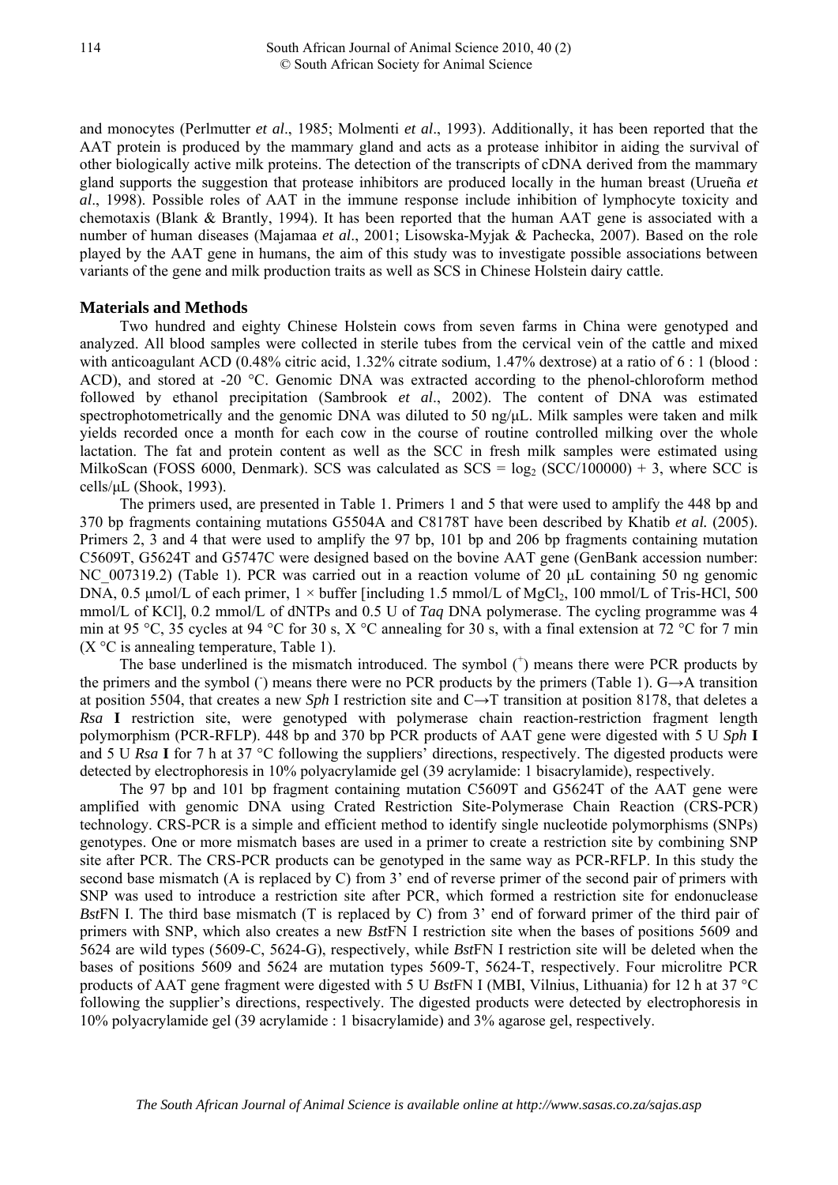and monocytes (Perlmutter *et al*., 1985; Molmenti *et al*., 1993). Additionally, it has been reported that the AAT protein is produced by the mammary gland and acts as a protease inhibitor in aiding the survival of other biologically active milk proteins. The detection of the transcripts of cDNA derived from the mammary gland supports the suggestion that protease inhibitors are produced locally in the human breast (Urueña *et al*., 1998). Possible roles of AAT in the immune response include inhibition of lymphocyte toxicity and chemotaxis (Blank & Brantly, 1994). It has been reported that the human AAT gene is associated with a number of human diseases (Majamaa *et al*., 2001; Lisowska-Myjak & Pachecka, 2007). Based on the role played by the AAT gene in humans, the aim of this study was to investigate possible associations between variants of the gene and milk production traits as well as SCS in Chinese Holstein dairy cattle.

## Materials and Methods

Two hundred and eighty Chinese Holstein cows from seven farms in China were genotyped and analyzed. All blood samples were collected in sterile tubes from the cervical vein of the cattle and mixed with anticoagulant ACD (0.48% citric acid, 1.32% citrate sodium, 1.47% dextrose) at a ratio of 6 : 1 (blood : ACD), and stored at -20 °C. Genomic DNA was extracted according to the phenol-chloroform method followed by ethanol precipitation (Sambrook *et al*., 2002). The content of DNA was estimated spectrophotometrically and the genomic DNA was diluted to 50 ng/μL. Milk samples were taken and milk yields recorded once a month for each cow in the course of routine controlled milking over the whole lactation. The fat and protein content as well as the SCC in fresh milk samples were estimated using MilkoScan (FOSS 6000, Denmark). SCS was calculated as $SCS = \log_2 (SCC/100000) + 3$, where SCC is cells/μL (Shook, 1993).

The primers used, are presented in Table 1. Primers 1 and 5 that were used to amplify the 448 bp and 370 bp fragments containing mutations G5504A and C8178T have been described by Khatib *et al.* (2005). Primers 2, 3 and 4 that were used to amplify the 97 bp, 101 bp and 206 bp fragments containing mutation C5609T, G5624T and G5747C were designed based on the bovine AAT gene (GenBank accession number: NC_007319.2) (Table 1). PCR was carried out in a reaction volume of 20 μL containing 50 ng genomic DNA, 0.5 μmol/L of each primer, 1 × buffer [including 1.5 mmol/L of $MgCl_2$, 100 mmol/L of Tris-HCl, 500 mmol/L of KCl], 0.2 mmol/L of dNTPs and 0.5 U of *Taq* DNA polymerase. The cycling programme was 4 min at 95 °C, 35 cycles at 94 °C for 30 s, X °C annealing for 30 s, with a final extension at 72 °C for 7 min (X °C is annealing temperature, Table 1).

The base underlined is the mismatch introduced. The symbol ($^+$) means there were PCR products by the primers and the symbol ($^-$) means there were no PCR products by the primers (Table 1). G→A transition at position 5504, that creates a new *Sph* I restriction site and C→T transition at position 8178, that deletes a *Rsa* **I** restriction site, were genotyped with polymerase chain reaction-restriction fragment length polymorphism (PCR-RFLP). 448 bp and 370 bp PCR products of AAT gene were digested with 5 U *Sph* **I** and 5 U *Rsa* **I** for 7 h at 37 °C following the suppliers' directions, respectively. The digested products were detected by electrophoresis in 10% polyacrylamide gel (39 acrylamide: 1 bisacrylamide), respectively.

The 97 bp and 101 bp fragment containing mutation C5609T and G5624T of the AAT gene were amplified with genomic DNA using Crated Restriction Site-Polymerase Chain Reaction (CRS-PCR) technology. CRS-PCR is a simple and efficient method to identify single nucleotide polymorphisms (SNPs) genotypes. One or more mismatch bases are used in a primer to create a restriction site by combining SNP site after PCR. The CRS-PCR products can be genotyped in the same way as PCR-RFLP. In this study the second base mismatch (A is replaced by C) from 3' end of reverse primer of the second pair of primers with SNP was used to introduce a restriction site after PCR, which formed a restriction site for endonuclease *Bst*FN I. The third base mismatch (T is replaced by C) from 3' end of forward primer of the third pair of primers with SNP, which also creates a new *Bst*FN I restriction site when the bases of positions 5609 and 5624 are wild types (5609-C, 5624-G), respectively, while *Bst*FN I restriction site will be deleted when the bases of positions 5609 and 5624 are mutation types 5609-T, 5624-T, respectively. Four microlitre PCR products of AAT gene fragment were digested with 5 U *Bst*FN I (MBI, Vilnius, Lithuania) for 12 h at 37 °C following the supplier's directions, respectively. The digested products were detected by electrophoresis in 10% polyacrylamide gel (39 acrylamide : 1 bisacrylamide) and 3% agarose gel, respectively.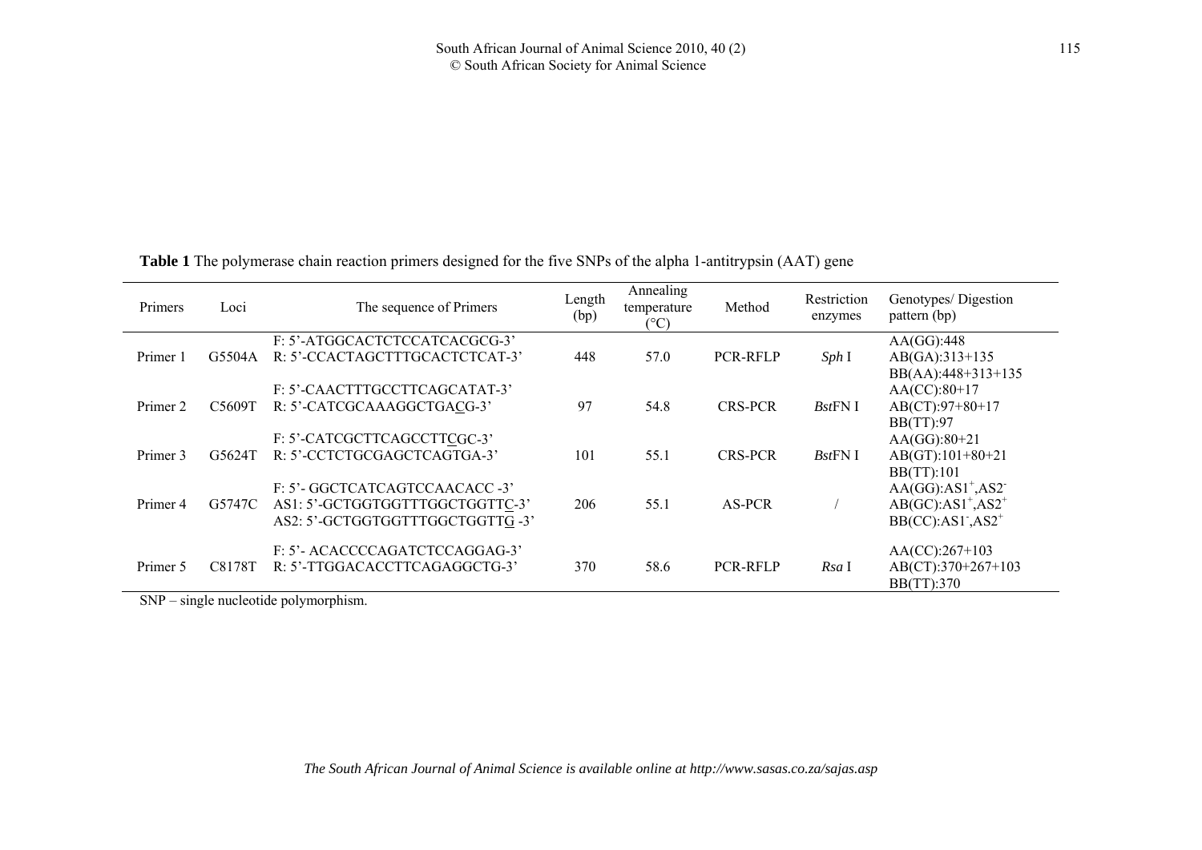**Table 1** The polymerase chain reaction primers designed for the five SNPs of the alpha 1-antitrypsin (AAT) gene

| Primers | Loci | The sequence of Primers | Length (bp) | Annealing temperature (°C) | Method | Restriction enzymes | Genotypes/ Digestion pattern (bp) |
|---|---|---|---|---|---|---|---|
| Primer 1 | G5504A | F: 5'-ATGGCACTCTCCATCACGCG-3'<br>R: 5'-CCACTAGCTTTGCACTCTCAT-3' | 448 | 57.0 | PCR-RFLP | *Sph* I | AA(GG):448<br>AB(GA):313+135<br>BB(AA):448+313+135 |
| Primer 2 | C5609T | F: 5'-CAACTTTGCCTTCAGCATAT-3'<br>R: 5'-CATCGCAAAGGCTGA<u>C</u>G-3' | 97 | 54.8 | CRS-PCR | *Bst*FN I | AA(CC):80+17<br>AB(CT):97+80+17<br>BB(TT):97 |
| Primer 3 | G5624T | F: 5'-CATCGCTTCAGCCTT<u>C</u>GC-3'<br>R: 5'-CCTCTGCGAGCTCAGTGA-3' | 101 | 55.1 | CRS-PCR | *Bst*FN I | AA(GG):80+21<br>AB(GT):101+80+21<br>BB(TT):101 |
| Primer 4 | G5747C | F: 5'- GGCTCATCAGTCCAACACC -3'<br>AS1: 5'-GCTGGTGGTTTGGCTGGTT<u>C</u>-3'<br>AS2: 5'-GCTGGTGGTTTGGCTGGTT<u>G</u> -3' | 206 | 55.1 | AS-PCR | / | AA(GG):AS1$^+$,AS2$^-$<br>AB(GC):AS1$^+$,AS2$^+$<br>BB(CC):AS1$^-$,AS2$^+$ |
| Primer 5 | C8178T | F: 5'- ACACCCCAGATCTCCAGGAG-3'<br>R: 5'-TTGGACACCTTCAGAGGCTG-3' | 370 | 58.6 | PCR-RFLP | *Rsa* I | AA(CC):267+103<br>AB(CT):370+267+103<br>BB(TT):370 |

SNP – single nucleotide polymorphism.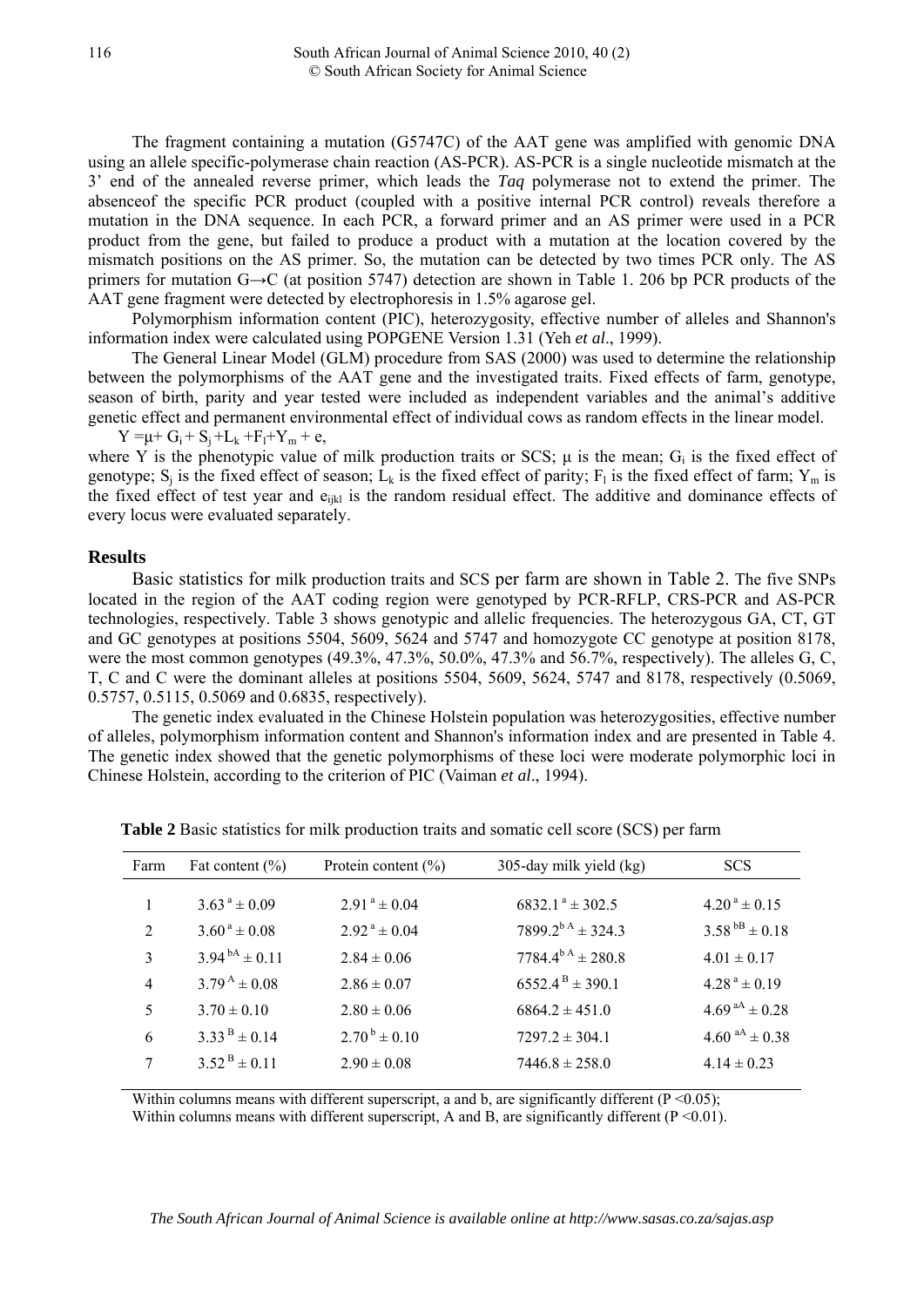The fragment containing a mutation (G5747C) of the AAT gene was amplified with genomic DNA using an allele specific-polymerase chain reaction (AS-PCR). AS-PCR is a single nucleotide mismatch at the 3' end of the annealed reverse primer, which leads the *Taq* polymerase not to extend the primer. The absenceof the specific PCR product (coupled with a positive internal PCR control) reveals therefore a mutation in the DNA sequence. In each PCR, a forward primer and an AS primer were used in a PCR product from the gene, but failed to produce a product with a mutation at the location covered by the mismatch positions on the AS primer. So, the mutation can be detected by two times PCR only. The AS primers for mutation G→C (at position 5747) detection are shown in Table 1. 206 bp PCR products of the AAT gene fragment were detected by electrophoresis in 1.5% agarose gel.

Polymorphism information content (PIC), heterozygosity, effective number of alleles and Shannon's information index were calculated using POPGENE Version 1.31 (Yeh *et al*., 1999).

The General Linear Model (GLM) procedure from SAS (2000) was used to determine the relationship between the polymorphisms of the AAT gene and the investigated traits. Fixed effects of farm, genotype, season of birth, parity and year tested were included as independent variables and the animal's additive genetic effect and permanent environmental effect of individual cows as random effects in the linear model.

$$Y = \mu + G_i + S_j + L_k + F_l + Y_m + e,$$

where Y is the phenotypic value of milk production traits or SCS; $\mu$ is the mean; $G_i$ is the fixed effect of genotype; $S_j$ is the fixed effect of season; $L_k$ is the fixed effect of parity; $F_l$ is the fixed effect of farm; $Y_m$ is the fixed effect of test year and $e_{ijkl}$ is the random residual effect. The additive and dominance effects of every locus were evaluated separately.

## Results

Basic statistics for milk production traits and SCS per farm are shown in Table 2. The five SNPs located in the region of the AAT coding region were genotyped by PCR-RFLP, CRS-PCR and AS-PCR technologies, respectively. Table 3 shows genotypic and allelic frequencies. The heterozygous GA, CT, GT and GC genotypes at positions 5504, 5609, 5624 and 5747 and homozygote CC genotype at position 8178, were the most common genotypes (49.3%, 47.3%, 50.0%, 47.3% and 56.7%, respectively). The alleles G, C, T, C and C were the dominant alleles at positions 5504, 5609, 5624, 5747 and 8178, respectively (0.5069, 0.5757, 0.5115, 0.5069 and 0.6835, respectively).

The genetic index evaluated in the Chinese Holstein population was heterozygosities, effective number of alleles, polymorphism information content and Shannon's information index and are presented in Table 4. The genetic index showed that the genetic polymorphisms of these loci were moderate polymorphic loci in Chinese Holstein, according to the criterion of PIC (Vaiman *et al*., 1994).

**Table 2** Basic statistics for milk production traits and somatic cell score (SCS) per farm

| Farm | Fat content (%) | Protein content (%) | 305-day milk yield (kg) | SCS |
|---|---|---|---|---|
| 1 | $3.63^{a} \pm 0.09$ | $2.91^{a} \pm 0.04$ | $6832.1^{a} \pm 302.5$ | $4.20^{a} \pm 0.15$ |
| 2 | $3.60^{a} \pm 0.08$ | $2.92^{a} \pm 0.04$ | $7899.2^{bA} \pm 324.3$ | $3.58^{bB} \pm 0.18$ |
| 3 | $3.94^{bA} \pm 0.11$ | $2.84 \pm 0.06$ | $7784.4^{bA} \pm 280.8$ | $4.01 \pm 0.17$ |
| 4 | $3.79^{A} \pm 0.08$ | $2.86 \pm 0.07$ | $6552.4^{B} \pm 390.1$ | $4.28^{a} \pm 0.19$ |
| 5 | $3.70 \pm 0.10$ | $2.80 \pm 0.06$ | $6864.2 \pm 451.0$ | $4.69^{aA} \pm 0.28$ |
| 6 | $3.33^{B} \pm 0.14$ | $2.70^{b} \pm 0.10$ | $7297.2 \pm 304.1$ | $4.60^{aA} \pm 0.38$ |
| 7 | $3.52^{B} \pm 0.11$ | $2.90 \pm 0.08$ | $7446.8 \pm 258.0$ | $4.14 \pm 0.23$ |

Within columns means with different superscript, a and b, are significantly different ($P < 0.05$);
Within columns means with different superscript, A and B, are significantly different ($P < 0.01$).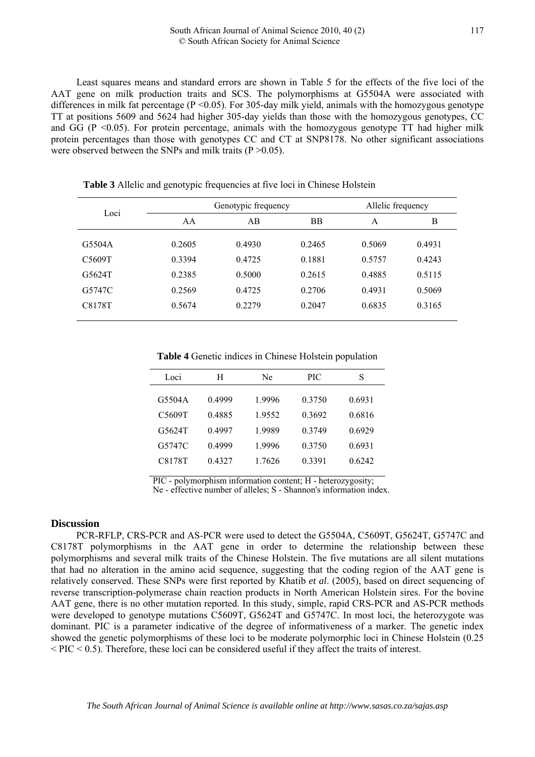Least squares means and standard errors are shown in Table 5 for the effects of the five loci of the AAT gene on milk production traits and SCS. The polymorphisms at G5504A were associated with differences in milk fat percentage ($P < 0.05$). For 305-day milk yield, animals with the homozygous genotype TT at positions 5609 and 5624 had higher 305-day yields than those with the homozygous genotypes, CC and GG ($P < 0.05$). For protein percentage, animals with the homozygous genotype TT had higher milk protein percentages than those with genotypes CC and CT at SNP8178. No other significant associations were observed between the SNPs and milk traits ($P > 0.05$).

**Table 3** Allelic and genotypic frequencies at five loci in Chinese Holstein

| Loci | Genotypic frequency | | | Allelic frequency | |
|---|---|---|---|---|---|
| | AA | AB | BB | A | B |
| G5504A | 0.2605 | 0.4930 | 0.2465 | 0.5069 | 0.4931 |
| C5609T | 0.3394 | 0.4725 | 0.1881 | 0.5757 | 0.4243 |
| G5624T | 0.2385 | 0.5000 | 0.2615 | 0.4885 | 0.5115 |
| G5747C | 0.2569 | 0.4725 | 0.2706 | 0.4931 | 0.5069 |
| C8178T | 0.5674 | 0.2279 | 0.2047 | 0.6835 | 0.3165 |

**Table 4** Genetic indices in Chinese Holstein population

| Loci | H | Ne | PIC | S |
|---|---|---|---|---|
| G5504A | 0.4999 | 1.9996 | 0.3750 | 0.6931 |
| C5609T | 0.4885 | 1.9552 | 0.3692 | 0.6816 |
| G5624T | 0.4997 | 1.9989 | 0.3749 | 0.6929 |
| G5747C | 0.4999 | 1.9996 | 0.3750 | 0.6931 |
| C8178T | 0.4327 | 1.7626 | 0.3391 | 0.6242 |

PIC - polymorphism information content; H - heterozygosity;
Ne - effective number of alleles; S - Shannon's information index.

## Discussion

PCR-RFLP, CRS-PCR and AS-PCR were used to detect the G5504A, C5609T, G5624T, G5747C and C8178T polymorphisms in the AAT gene in order to determine the relationship between these polymorphisms and several milk traits of the Chinese Holstein. The five mutations are all silent mutations that had no alteration in the amino acid sequence, suggesting that the coding region of the AAT gene is relatively conserved. These SNPs were first reported by Khatib *et al*. (2005), based on direct sequencing of reverse transcription-polymerase chain reaction products in North American Holstein sires. For the bovine AAT gene, there is no other mutation reported. In this study, simple, rapid CRS-PCR and AS-PCR methods were developed to genotype mutations C5609T, G5624T and G5747C. In most loci, the heterozygote was dominant. PIC is a parameter indicative of the degree of informativeness of a marker. The genetic index showed the genetic polymorphisms of these loci to be moderate polymorphic loci in Chinese Holstein ($0.25 < PIC < 0.5$). Therefore, these loci can be considered useful if they affect the traits of interest.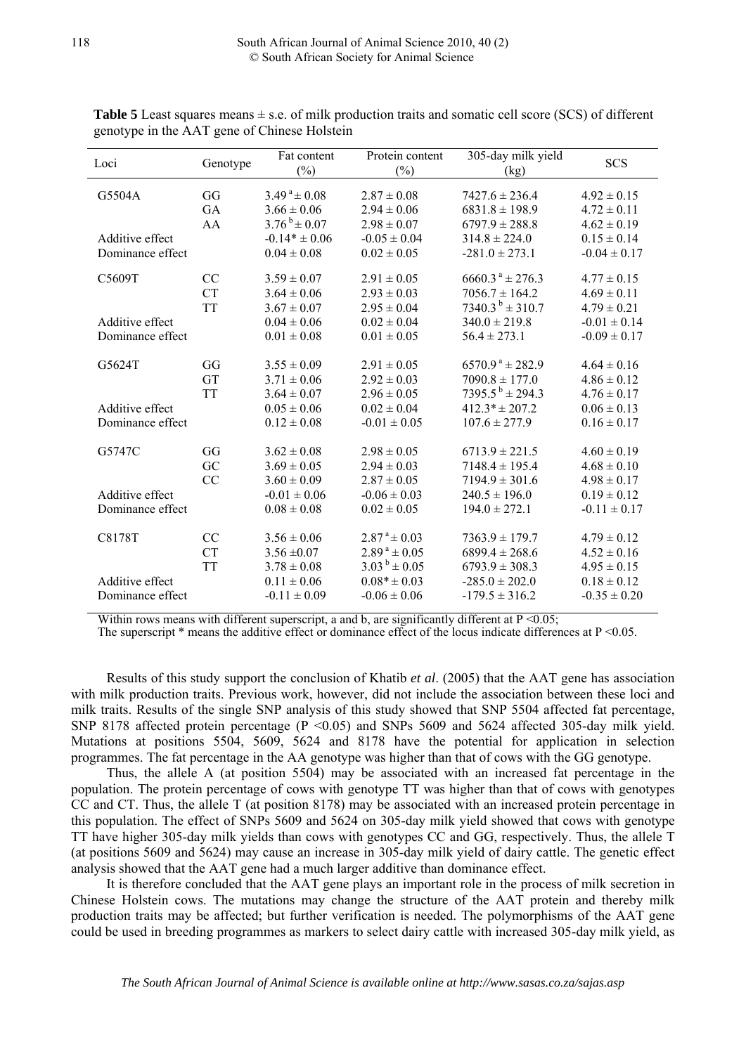**Table 5** Least squares means ± s.e. of milk production traits and somatic cell score (SCS) of different genotype in the AAT gene of Chinese Holstein

| Loci | Genotype | Fat content (%) | Protein content (%) | 305-day milk yield (kg) | SCS |
|---|---|---|---|---|---|
| G5504A | GG | $3.49^{a} \pm 0.08$ | $2.87 \pm 0.08$ | $7427.6 \pm 236.4$ | $4.92 \pm 0.15$ |
| | GA | $3.66 \pm 0.06$ | $2.94 \pm 0.06$ | $6831.8 \pm 198.9$ | $4.72 \pm 0.11$ |
| | AA | $3.76^{b} \pm 0.07$ | $2.98 \pm 0.07$ | $6797.9 \pm 288.8$ | $4.62 \pm 0.19$ |
| Additive effect | | $-0.14^{*} \pm 0.06$ | $-0.05 \pm 0.04$ | $314.8 \pm 224.0$ | $0.15 \pm 0.14$ |
| Dominance effect | | $0.04 \pm 0.08$ | $0.02 \pm 0.05$ | $-281.0 \pm 273.1$ | $-0.04 \pm 0.17$ |
| C5609T | CC | $3.59 \pm 0.07$ | $2.91 \pm 0.05$ | $6660.3^{a} \pm 276.3$ | $4.77 \pm 0.15$ |
| | CT | $3.64 \pm 0.06$ | $2.93 \pm 0.03$ | $7056.7 \pm 164.2$ | $4.69 \pm 0.11$ |
| | TT | $3.67 \pm 0.07$ | $2.95 \pm 0.04$ | $7340.3^{b} \pm 310.7$ | $4.79 \pm 0.21$ |
| Additive effect | | $0.04 \pm 0.06$ | $0.02 \pm 0.04$ | $340.0 \pm 219.8$ | $-0.01 \pm 0.14$ |
| Dominance effect | | $0.01 \pm 0.08$ | $0.01 \pm 0.05$ | $56.4 \pm 273.1$ | $-0.09 \pm 0.17$ |
| G5624T | GG | $3.55 \pm 0.09$ | $2.91 \pm 0.05$ | $6570.9^{a} \pm 282.9$ | $4.64 \pm 0.16$ |
| | GT | $3.71 \pm 0.06$ | $2.92 \pm 0.03$ | $7090.8 \pm 177.0$ | $4.86 \pm 0.12$ |
| | TT | $3.64 \pm 0.07$ | $2.96 \pm 0.05$ | $7395.5^{b} \pm 294.3$ | $4.76 \pm 0.17$ |
| Additive effect | | $0.05 \pm 0.06$ | $0.02 \pm 0.04$ | $412.3^{*} \pm 207.2$ | $0.06 \pm 0.13$ |
| Dominance effect | | $0.12 \pm 0.08$ | $-0.01 \pm 0.05$ | $107.6 \pm 277.9$ | $0.16 \pm 0.17$ |
| G5747C | GG | $3.62 \pm 0.08$ | $2.98 \pm 0.05$ | $6713.9 \pm 221.5$ | $4.60 \pm 0.19$ |
| | GC | $3.69 \pm 0.05$ | $2.94 \pm 0.03$ | $7148.4 \pm 195.4$ | $4.68 \pm 0.10$ |
| | CC | $3.60 \pm 0.09$ | $2.87 \pm 0.05$ | $7194.9 \pm 301.6$ | $4.98 \pm 0.17$ |
| Additive effect | | $-0.01 \pm 0.06$ | $-0.06 \pm 0.03$ | $240.5 \pm 196.0$ | $0.19 \pm 0.12$ |
| Dominance effect | | $0.08 \pm 0.08$ | $0.02 \pm 0.05$ | $194.0 \pm 272.1$ | $-0.11 \pm 0.17$ |
| C8178T | CC | $3.56 \pm 0.06$ | $2.87^{a} \pm 0.03$ | $7363.9 \pm 179.7$ | $4.79 \pm 0.12$ |
| | CT | $3.56 \pm 0.07$ | $2.89^{a} \pm 0.05$ | $6899.4 \pm 268.6$ | $4.52 \pm 0.16$ |
| | TT | $3.78 \pm 0.08$ | $3.03^{b} \pm 0.05$ | $6793.9 \pm 308.3$ | $4.95 \pm 0.15$ |
| Additive effect | | $0.11 \pm 0.06$ | $0.08^{*} \pm 0.03$ | $-285.0 \pm 202.0$ | $0.18 \pm 0.12$ |
| Dominance effect | | $-0.11 \pm 0.09$ | $-0.06 \pm 0.06$ | $-179.5 \pm 316.2$ | $-0.35 \pm 0.20$ |

Within rows means with different superscript, a and b, are significantly different at $P < 0.05$;
The superscript * means the additive effect or dominance effect of the locus indicate differences at $P < 0.05$.

Results of this study support the conclusion of Khatib *et al*. (2005) that the AAT gene has association with milk production traits. Previous work, however, did not include the association between these loci and milk traits. Results of the single SNP analysis of this study showed that SNP 5504 affected fat percentage, SNP 8178 affected protein percentage ($P < 0.05$) and SNPs 5609 and 5624 affected 305-day milk yield. Mutations at positions 5504, 5609, 5624 and 8178 have the potential for application in selection programmes. The fat percentage in the AA genotype was higher than that of cows with the GG genotype.

Thus, the allele A (at position 5504) may be associated with an increased fat percentage in the population. The protein percentage of cows with genotype TT was higher than that of cows with genotypes CC and CT. Thus, the allele T (at position 8178) may be associated with an increased protein percentage in this population. The effect of SNPs 5609 and 5624 on 305-day milk yield showed that cows with genotype TT have higher 305-day milk yields than cows with genotypes CC and GG, respectively. Thus, the allele T (at positions 5609 and 5624) may cause an increase in 305-day milk yield of dairy cattle. The genetic effect analysis showed that the AAT gene had a much larger additive than dominance effect.

It is therefore concluded that the AAT gene plays an important role in the process of milk secretion in Chinese Holstein cows. The mutations may change the structure of the AAT protein and thereby milk production traits may be affected; but further verification is needed. The polymorphisms of the AAT gene could be used in breeding programmes as markers to select dairy cattle with increased 305-day milk yield, as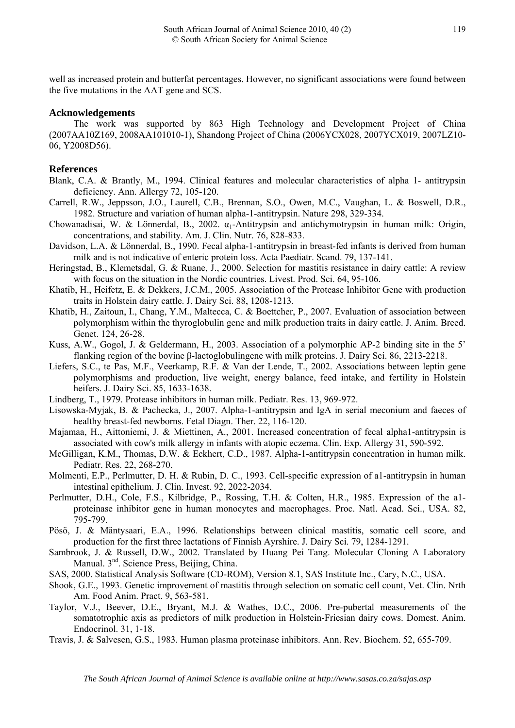well as increased protein and butterfat percentages. However, no significant associations were found between the five mutations in the AAT gene and SCS.

## Acknowledgements

The work was supported by 863 High Technology and Development Project of China (2007AA10Z169, 2008AA101010-1), Shandong Project of China (2006YCX028, 2007YCX019, 2007LZ10-06, Y2008D56).

## References

Blank, C.A. & Brantly, M., 1994. Clinical features and molecular characteristics of alpha 1- antitrypsin deficiency. Ann. Allergy 72, 105-120.

Carrell, R.W., Jeppsson, J.O., Laurell, C.B., Brennan, S.O., Owen, M.C., Vaughan, L. & Boswell, D.R., 1982. Structure and variation of human alpha-1-antitrypsin. Nature 298, 329-334.

Chowanadisai, W. & Lönnerdal, B., 2002. $\alpha_1$-Antitrypsin and antichymotrypsin in human milk: Origin, concentrations, and stability. Am. J. Clin. Nutr. 76, 828-833.

Davidson, L.A. & Lönnerdal, B., 1990. Fecal alpha-1-antitrypsin in breast-fed infants is derived from human milk and is not indicative of enteric protein loss. Acta Paediatr. Scand. 79, 137-141.

Heringstad, B., Klemetsdal, G. & Ruane, J., 2000. Selection for mastitis resistance in dairy cattle: A review with focus on the situation in the Nordic countries. Livest. Prod. Sci. 64, 95-106.

Khatib, H., Heifetz, E. & Dekkers, J.C.M., 2005. Association of the Protease Inhibitor Gene with production traits in Holstein dairy cattle. J. Dairy Sci. 88, 1208-1213.

Khatib, H., Zaitoun, I., Chang, Y.M., Maltecca, C. & Boettcher, P., 2007. Evaluation of association between polymorphism within the thyroglobulin gene and milk production traits in dairy cattle. J. Anim. Breed. Genet. 124, 26-28.

Kuss, A.W., Gogol, J. & Geldermann, H., 2003. Association of a polymorphic AP-2 binding site in the 5' flanking region of the bovine β-lactoglobulingene with milk proteins. J. Dairy Sci. 86, 2213-2218.

Liefers, S.C., te Pas, M.F., Veerkamp, R.F. & Van der Lende, T., 2002. Associations between leptin gene polymorphisms and production, live weight, energy balance, feed intake, and fertility in Holstein heifers. J. Dairy Sci. 85, 1633-1638.

Lindberg, T., 1979. Protease inhibitors in human milk. Pediatr. Res. 13, 969-972.

Lisowska-Myjak, B. & Pachecka, J., 2007. Alpha-1-antitrypsin and IgA in serial meconium and faeces of healthy breast-fed newborns. Fetal Diagn. Ther. 22, 116-120.

Majamaa, H., Aittoniemi, J. & Miettinen, A., 2001. Increased concentration of fecal alpha1-antitrypsin is associated with cow's milk allergy in infants with atopic eczema. Clin. Exp. Allergy 31, 590-592.

McGilligan, K.M., Thomas, D.W. & Eckhert, C.D., 1987. Alpha-1-antitrypsin concentration in human milk. Pediatr. Res. 22, 268-270.

Molmenti, E.P., Perlmutter, D. H. & Rubin, D. C., 1993. Cell-specific expression of a1-antitrypsin in human intestinal epithelium. J. Clin. Invest. 92, 2022-2034.

Perlmutter, D.H., Cole, F.S., Kilbridge, P., Rossing, T.H. & Colten, H.R., 1985. Expression of the a1-proteinase inhibitor gene in human monocytes and macrophages. Proc. Natl. Acad. Sci., USA. 82, 795-799.

Pösö, J. & Mäntysaari, E.A., 1996. Relationships between clinical mastitis, somatic cell score, and production for the first three lactations of Finnish Ayrshire. J. Dairy Sci. 79, 1284-1291.

Sambrook, J. & Russell, D.W., 2002. Translated by Huang Pei Tang. Molecular Cloning A Laboratory Manual. 3nd. Science Press, Beijing, China.

SAS, 2000. Statistical Analysis Software (CD-ROM), Version 8.1, SAS Institute Inc., Cary, N.C., USA.

Shook, G.E., 1993. Genetic improvement of mastitis through selection on somatic cell count, Vet. Clin. Nrth Am. Food Anim. Pract. 9, 563-581.

Taylor, V.J., Beever, D.E., Bryant, M.J. & Wathes, D.C., 2006. Pre-pubertal measurements of the somatotrophic axis as predictors of milk production in Holstein-Friesian dairy cows. Domest. Anim. Endocrinol. 31, 1-18.

Travis, J. & Salvesen, G.S., 1983. Human plasma proteinase inhibitors. Ann. Rev. Biochem. 52, 655-709.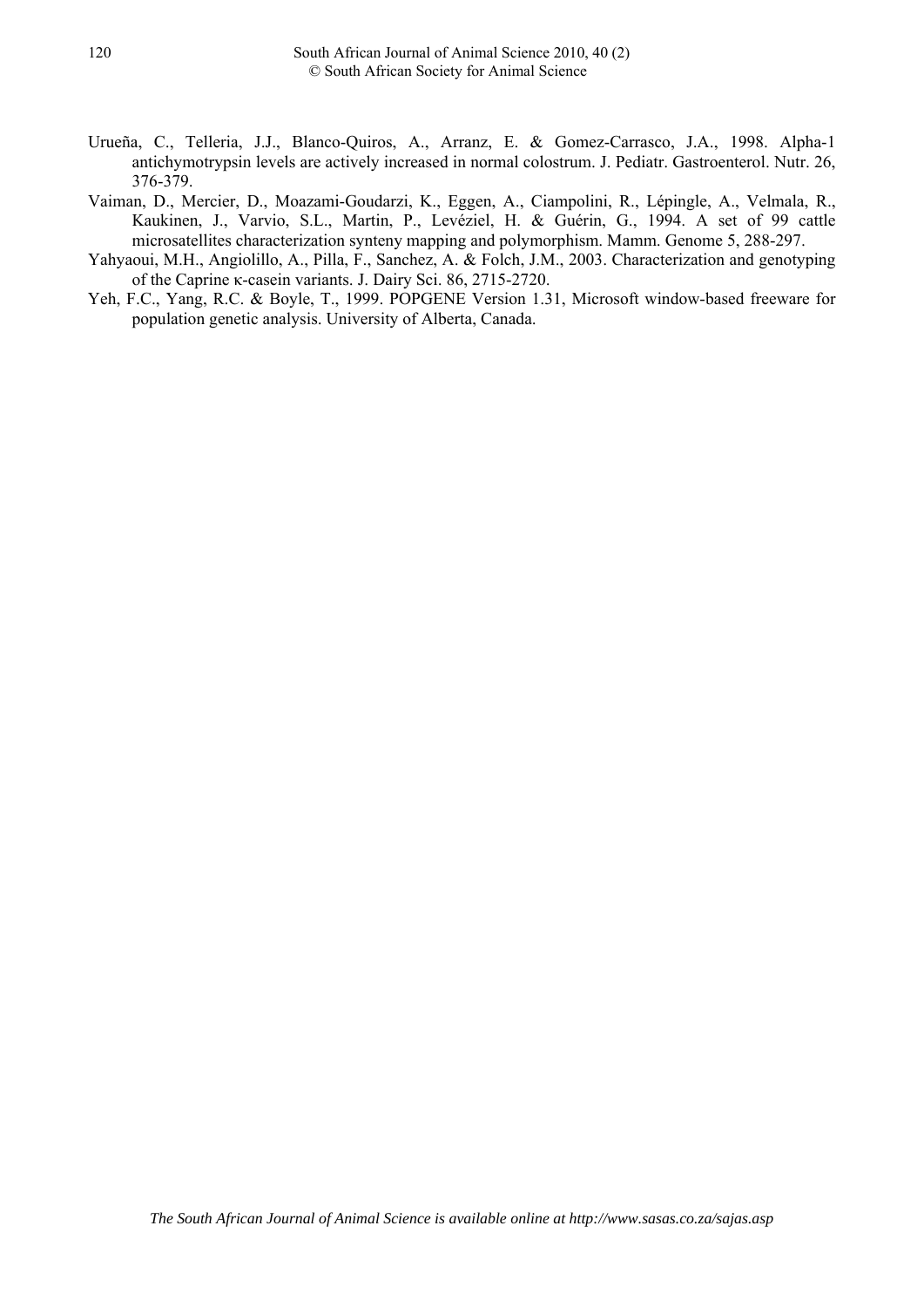Urueña, C., Telleria, J.J., Blanco-Quiros, A., Arranz, E. & Gomez-Carrasco, J.A., 1998. Alpha-1 antichymotrypsin levels are actively increased in normal colostrum. J. Pediatr. Gastroenterol. Nutr. 26, 376-379.

Vaiman, D., Mercier, D., Moazami-Goudarzi, K., Eggen, A., Ciampolini, R., Lépingle, A., Velmala, R., Kaukinen, J., Varvio, S.L., Martin, P., Levéziel, H. & Guérin, G., 1994. A set of 99 cattle microsatellites characterization synteny mapping and polymorphism. Mamm. Genome 5, 288-297.

Yahyaoui, M.H., Angiolillo, A., Pilla, F., Sanchez, A. & Folch, J.M., 2003. Characterization and genotyping of the Caprine κ-casein variants. J. Dairy Sci. 86, 2715-2720.

Yeh, F.C., Yang, R.C. & Boyle, T., 1999. POPGENE Version 1.31, Microsoft window-based freeware for population genetic analysis. University of Alberta, Canada.